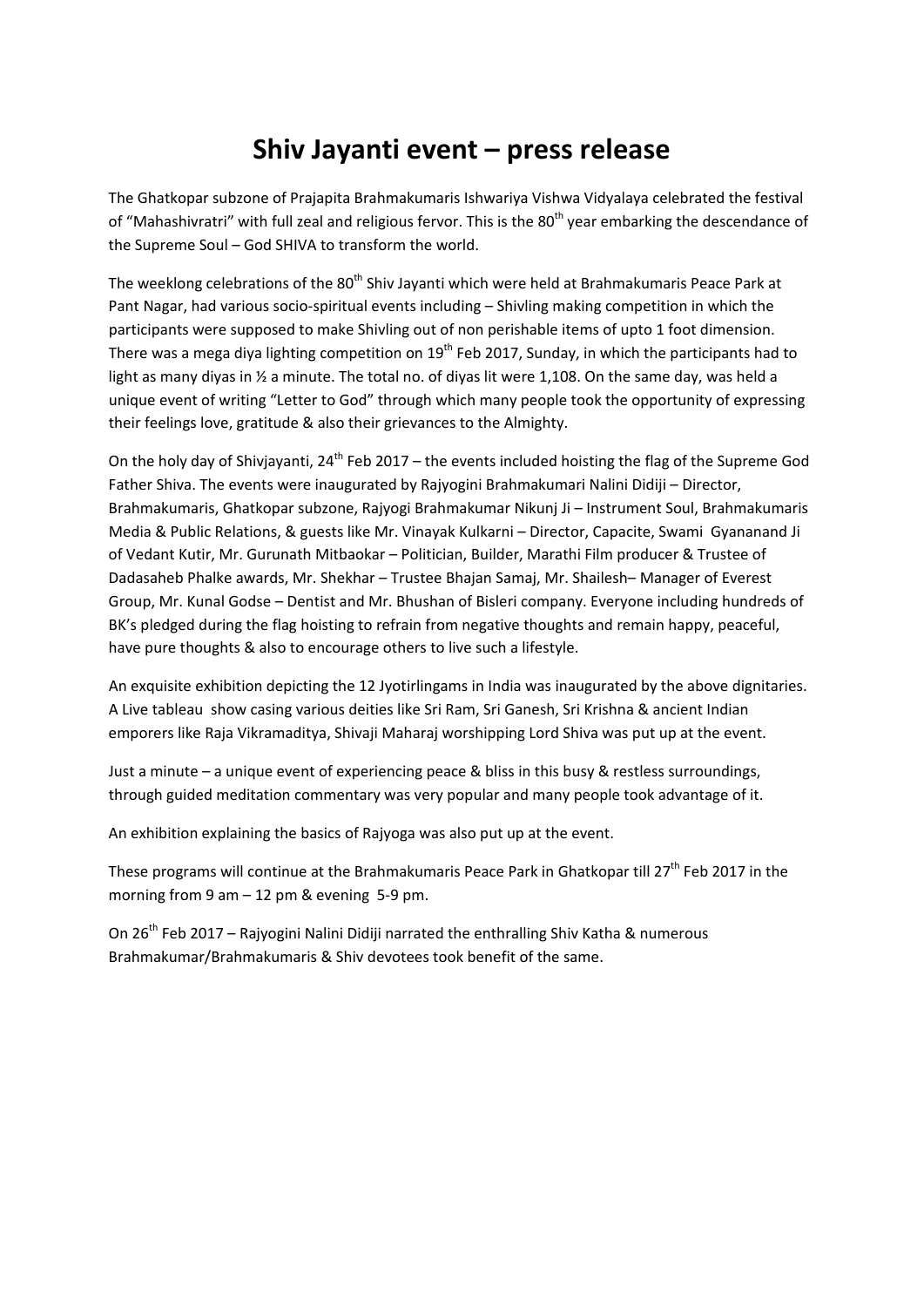# Shiv Jayanti event – press release

The Ghatkopar subzone of Prajapita Brahmakumaris Ishwariya Vishwa Vidyalaya celebrated the festival of "Mahashivratri" with full zeal and religious fervor. This is the 80th year embarking the descendance of the Supreme Soul – God SHIVA to transform the world.

The weeklong celebrations of the 80th Shiv Jayanti which were held at Brahmakumaris Peace Park at Pant Nagar, had various socio-spiritual events including – Shivling making competition in which the participants were supposed to make Shivling out of non perishable items of upto 1 foot dimension. There was a mega diya lighting competition on 19th Feb 2017, Sunday, in which the participants had to light as many diyas in ½ a minute. The total no. of diyas lit were 1,108. On the same day, was held a unique event of writing "Letter to God" through which many people took the opportunity of expressing their feelings love, gratitude & also their grievances to the Almighty.

On the holy day of Shivjayanti, 24th Feb 2017 – the events included hoisting the flag of the Supreme God Father Shiva. The events were inaugurated by Rajyogini Brahmakumari Nalini Didiji – Director, Brahmakumaris, Ghatkopar subzone, Rajyogi Brahmakumar Nikunj Ji – Instrument Soul, Brahmakumaris Media & Public Relations, & guests like Mr. Vinayak Kulkarni – Director, Capacite, Swami Gyananand Ji of Vedant Kutir, Mr. Gurunath Mitbaokar – Politician, Builder, Marathi Film producer & Trustee of Dadasaheb Phalke awards, Mr. Shekhar – Trustee Bhajan Samaj, Mr. Shailesh– Manager of Everest Group, Mr. Kunal Godse – Dentist and Mr. Bhushan of Bisleri company. Everyone including hundreds of BK's pledged during the flag hoisting to refrain from negative thoughts and remain happy, peaceful, have pure thoughts & also to encourage others to live such a lifestyle.

An exquisite exhibition depicting the 12 Jyotirlingams in India was inaugurated by the above dignitaries. A Live tableau show casing various deities like Sri Ram, Sri Ganesh, Sri Krishna & ancient Indian emporers like Raja Vikramaditya, Shivaji Maharaj worshipping Lord Shiva was put up at the event.

Just a minute – a unique event of experiencing peace & bliss in this busy & restless surroundings, through guided meditation commentary was very popular and many people took advantage of it.

An exhibition explaining the basics of Rajyoga was also put up at the event.

These programs will continue at the Brahmakumaris Peace Park in Ghatkopar till 27th Feb 2017 in the morning from 9 am – 12 pm & evening 5-9 pm.

On 26th Feb 2017 – Rajyogini Nalini Didiji narrated the enthralling Shiv Katha & numerous Brahmakumar/Brahmakumaris & Shiv devotees took benefit of the same.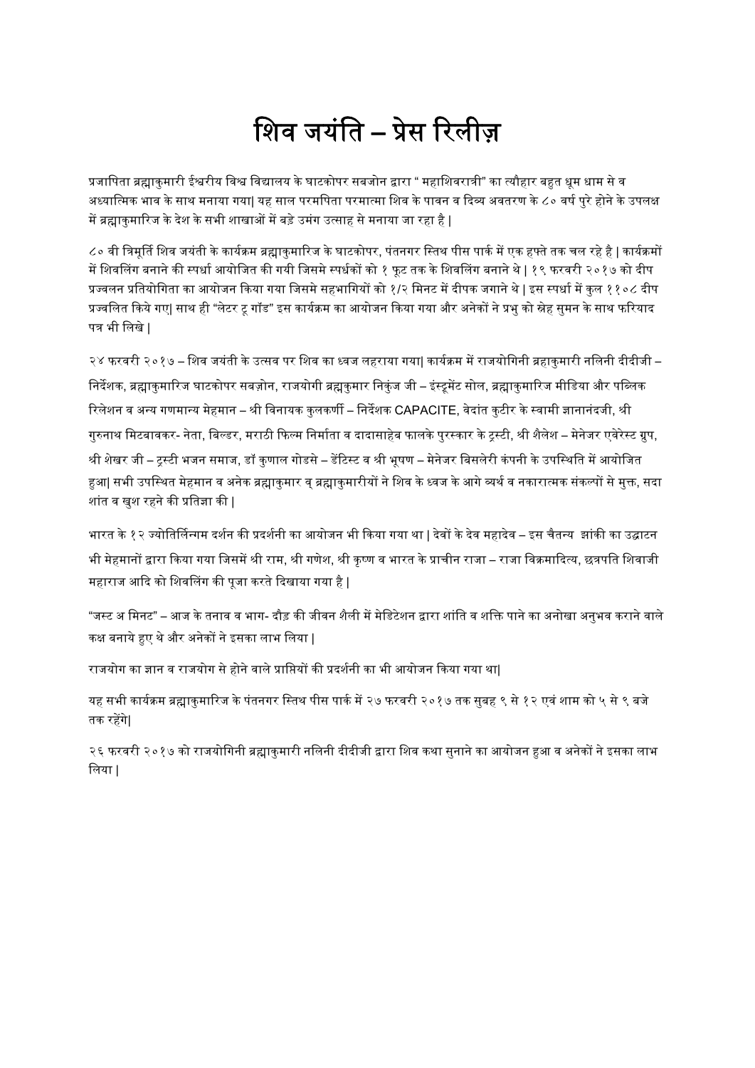# शिव जयंति – प्रेस रिलीज़

प्रजापिता ब्रह्माकुमारी ईश्वरीय विश्व विद्यालय के घाटकोपर सबजोन द्वारा " महाशिवरात्री" का त्यौहार बहुत धूम धाम से व अध्यात्मिक भाव के साथ मनाया गया| यह साल परमपिता परमात्मा शिव के पावन व दिव्य अवतरण के ८० वर्ष पुरे होने के उपलक्ष में ब्रह्माकुमारिज के देश के सभी शाखाओं में बड़े उमंग उत्साह से मनाया जा रहा है |

८० वी त्रिमूर्ति शिव जयंती के कार्यक्रम ब्रह्माकुमारिज के घाटकोपर, पंतनगर स्तिथ पीस पार्क में एक हफ्ते तक चल रहे है | कार्यक्रमों में शिवलिंग बनाने की स्पर्धा आयोजित की गयी जिसमे स्पर्धकों को १ फूट तक के शिवलिंग बनाने थे | १९ फरवरी २०१७ को दीप प्रज्वलन प्रतियोगिता का आयोजन किया गया जिसमे सहभागियों को १/२ मिनट में दीपक जगाने थे | इस स्पर्धा में कुल ११०८ दीप प्रज्वलित किये गए| साथ ही "लेटर टू गॉड" इस कार्यक्रम का आयोजन किया गया और अनेकों ने प्रभु को स्नेह सुमन के साथ फरियाद पत्र भी लिखे |

२४ फरवरी २०१७ – शिव जयंती के उत्सव पर शिव का ध्वज लहराया गया| कार्यक्रम में राजयोगिनी ब्रहाकुमारी नलिनी दीदीजी – निर्देशक, ब्रह्माकुमारिज घाटकोपर सबज़ोन, राजयोगी ब्रह्माकुमार निकुंज जी – इंस्ट्रूमेंट सोल, ब्रह्माकुमारिज मीडिया और पब्लिक रिलेशन व अन्य गणमान्य मेहमान – श्री विनायक कुलकर्णी – निर्देशक CAPACITE, वेदांत कुटीर के स्वामी ज्ञानानंदजी, श्री गुरुनाथ मिटबावकर- नेता, बिल्डर, मराठी फिल्म निर्माता व दादासाहेब फालके पुरस्कार के ट्रस्टी, श्री शैलेश – मेनेजर एवेरेस्ट ग्रुप, श्री शेखर जी – ट्रस्टी भजन समाज, डॉ कुणाल गोडसे – डेंटिस्ट व श्री भूषण – मेनेजर बिसलेरी कंपनी के उपस्थिति में आयोजित हुआ| सभी उपस्थित मेहमान व अनेक ब्रह्माकुमार व् ब्रह्माकुमारीयों ने शिव के ध्वज के आगे व्यर्थ व नकारात्मक संकल्पों से मुक्त, सदा शांत व खुश रहने की प्रतिज्ञा की |

भारत के १२ ज्योतिर्लिन्गम दर्शन की प्रदर्शनी का आयोजन भी किया गया था | देवों के देव महादेव – इस चैतन्य झांकी का उद्धाटन भी मेहमानों द्वारा किया गया जिसमें श्री राम, श्री गणेश, श्री कृष्ण व भारत के प्राचीन राजा – राजा विक्रमादित्य, छत्रपति शिवाजी महाराज आदि को शिवलिंग की पूजा करते दिखाया गया है |

"जस्ट अ मिनट" – आज के तनाव व भाग- दौड़ की जीवन शैली में मेडिटेशन द्वारा शांति व शक्ति पाने का अनोखा अनुभव कराने वाले कक्ष बनाये हुए थे और अनेकों ने इसका लाभ लिया |

राजयोग का ज्ञान व राजयोग से होने वाले प्राप्तियों की प्रदर्शनी का भी आयोजन किया गया था|

यह सभी कार्यक्रम ब्रह्माकुमारिज के पंतनगर स्तिथ पीस पार्क में २७ फरवरी २०१७ तक सुबह ९ से १२ एवं शाम को ५ से ९ बजे तक रहेंगे|

२६ फरवरी २०१७ को राजयोगिनी ब्रह्माकुमारी नलिनी दीदीजी द्वारा शिव कथा सुनाने का आयोजन हुआ व अनेकों ने इसका लाभ लिया |